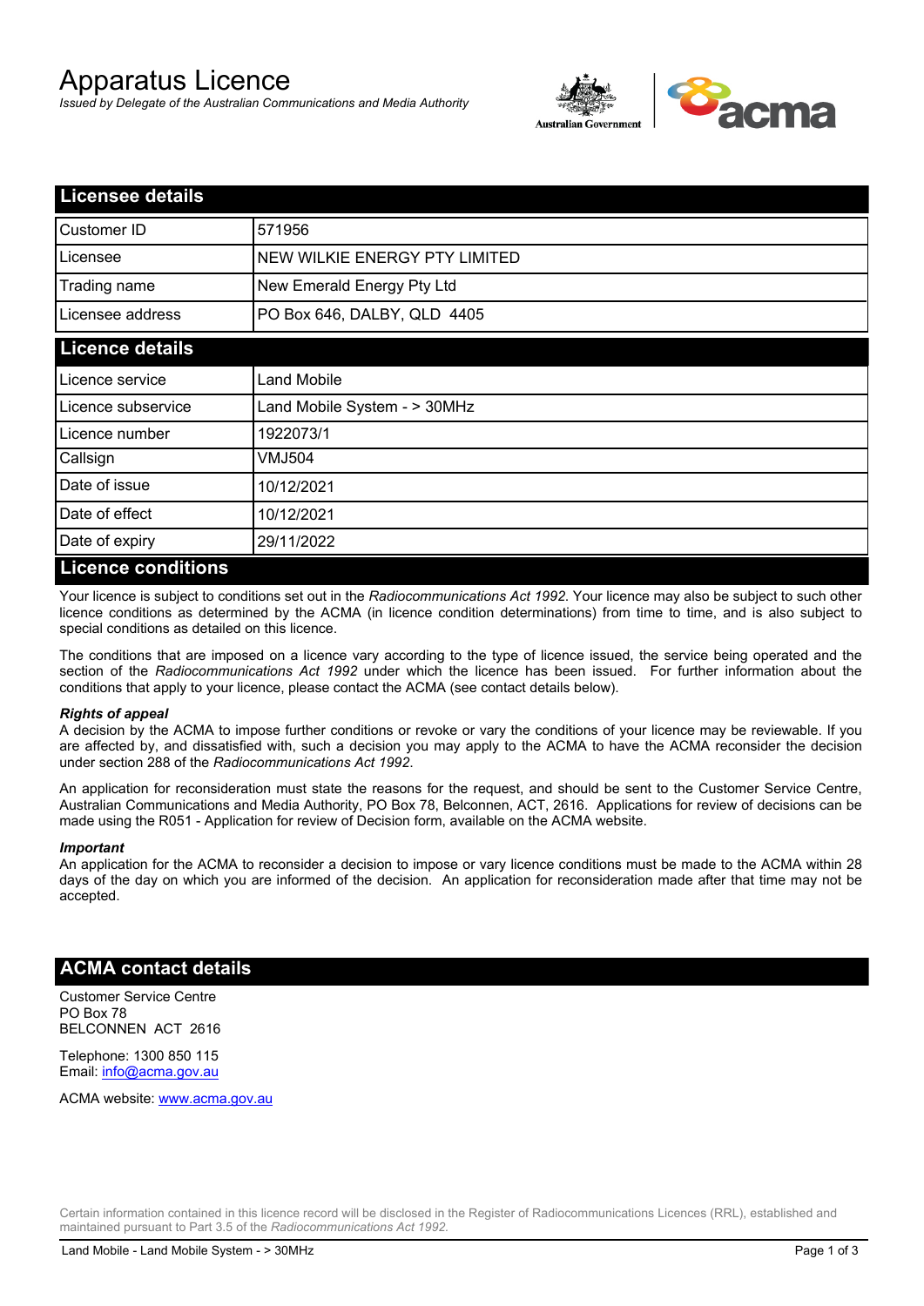# Apparatus Licence

*Issued by Delegate of the Australian Communications and Media Authority*

## Licensee details

| | |
|---|---|
| Customer ID | 571956 |
| Licensee | NEW WILKIE ENERGY PTY LIMITED |
| Trading name | New Emerald Energy Pty Ltd |
| Licensee address | PO Box 646, DALBY, QLD 4405 |

## Licence details

| | |
|---|---|
| Licence service | Land Mobile |
| Licence subservice | Land Mobile System - > 30MHz |
| Licence number | 1922073/1 |
| Callsign | VMJ504 |
| Date of issue | 10/12/2021 |
| Date of effect | 10/12/2021 |
| Date of expiry | 29/11/2022 |

## Licence conditions

Your licence is subject to conditions set out in the *Radiocommunications Act 1992*. Your licence may also be subject to such other licence conditions as determined by the ACMA (in licence condition determinations) from time to time, and is also subject to special conditions as detailed on this licence.

The conditions that are imposed on a licence vary according to the type of licence issued, the service being operated and the section of the *Radiocommunications Act 1992* under which the licence has been issued. For further information about the conditions that apply to your licence, please contact the ACMA (see contact details below).

***Rights of appeal***

A decision by the ACMA to impose further conditions or revoke or vary the conditions of your licence may be reviewable. If you are affected by, and dissatisfied with, such a decision you may apply to the ACMA to have the ACMA reconsider the decision under section 288 of the *Radiocommunications Act 1992*.

An application for reconsideration must state the reasons for the request, and should be sent to the Customer Service Centre, Australian Communications and Media Authority, PO Box 78, Belconnen, ACT, 2616. Applications for review of decisions can be made using the R051 - Application for review of Decision form, available on the ACMA website.

***Important***

An application for the ACMA to reconsider a decision to impose or vary licence conditions must be made to the ACMA within 28 days of the day on which you are informed of the decision. An application for reconsideration made after that time may not be accepted.

## ACMA contact details

Customer Service Centre
PO Box 78
BELCONNEN ACT 2616

Telephone: 1300 850 115
Email: info@acma.gov.au

ACMA website: www.acma.gov.au

Certain information contained in this licence record will be disclosed in the Register of Radiocommunications Licences (RRL), established and maintained pursuant to Part 3.5 of the *Radiocommunications Act 1992.*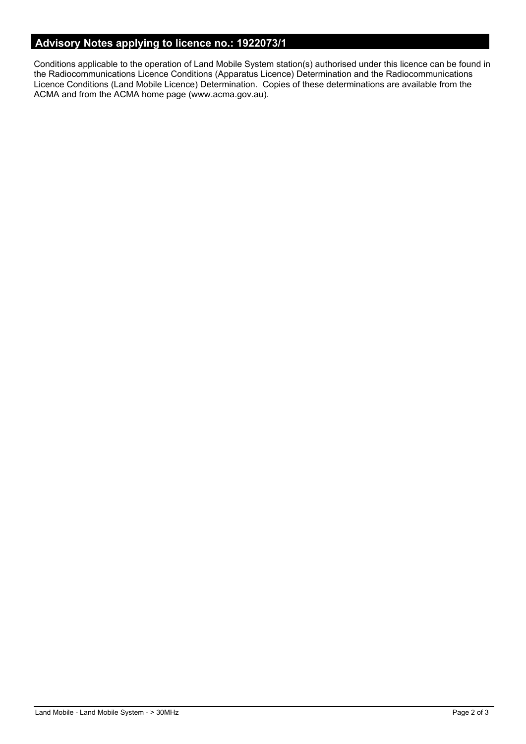## Advisory Notes applying to licence no.: 1922073/1

Conditions applicable to the operation of Land Mobile System station(s) authorised under this licence can be found in the Radiocommunications Licence Conditions (Apparatus Licence) Determination and the Radiocommunications Licence Conditions (Land Mobile Licence) Determination. Copies of these determinations are available from the ACMA and from the ACMA home page (www.acma.gov.au).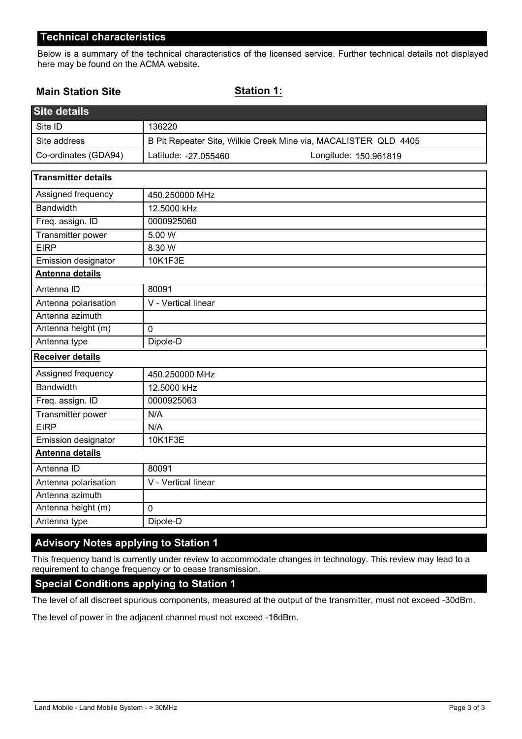## Technical characteristics

Below is a summary of the technical characteristics of the licensed service. Further technical details not displayed here may be found on the ACMA website.

**Main Station Site** **Station 1:**

| Site details | |
|---|---|
| Site ID | 136220 |
| Site address | B Pit Repeater Site, Wilkie Creek Mine via, MACALISTER QLD 4405 |
| Co-ordinates (GDA94) | Latitude: -27.055460 Longitude: 150.961819 |

| Transmitter details | |
|---|---|
| Assigned frequency | 450.250000 MHz |
| Bandwidth | 12.5000 kHz |
| Freq. assign. ID | 0000925060 |
| Transmitter power | 5.00 W |
| EIRP | 8.30 W |
| Emission designator | 10K1F3E |
| **Antenna details** | |
| Antenna ID | 80091 |
| Antenna polarisation | V - Vertical linear |
| Antenna azimuth | |
| Antenna height (m) | 0 |
| Antenna type | Dipole-D |
| **Receiver details** | |
| Assigned frequency | 450.250000 MHz |
| Bandwidth | 12.5000 kHz |
| Freq. assign. ID | 0000925063 |
| Transmitter power | N/A |
| EIRP | N/A |
| Emission designator | 10K1F3E |
| **Antenna details** | |
| Antenna ID | 80091 |
| Antenna polarisation | V - Vertical linear |
| Antenna azimuth | |
| Antenna height (m) | 0 |
| Antenna type | Dipole-D |

## Advisory Notes applying to Station 1

This frequency band is currently under review to accommodate changes in technology. This review may lead to a requirement to change frequency or to cease transmission.

## Special Conditions applying to Station 1

The level of all discreet spurious components, measured at the output of the transmitter, must not exceed -30dBm.

The level of power in the adjacent channel must not exceed -16dBm.